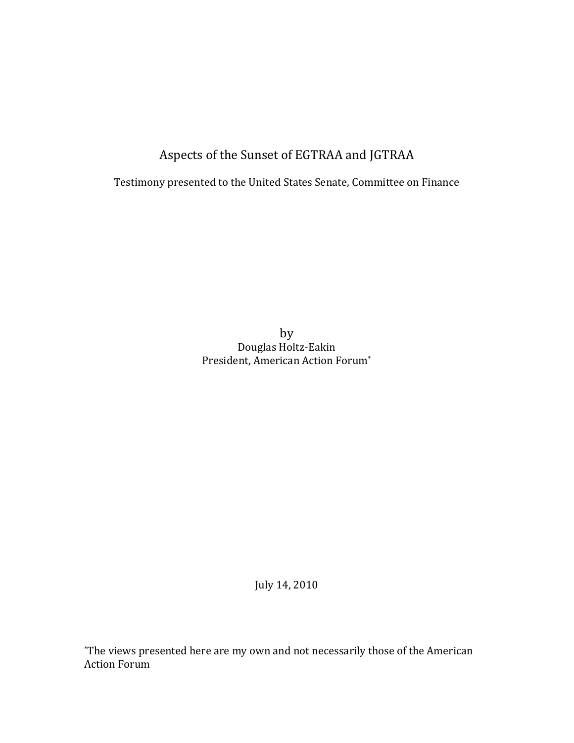# Aspects of the Sunset of EGTRAA and JGTRAA

Testimony presented to the United States Senate, Committee on Finance

by

Douglas Holtz-Eakin

President, American Action Forum*

July 14, 2010

*The views presented here are my own and not necessarily those of the American Action Forum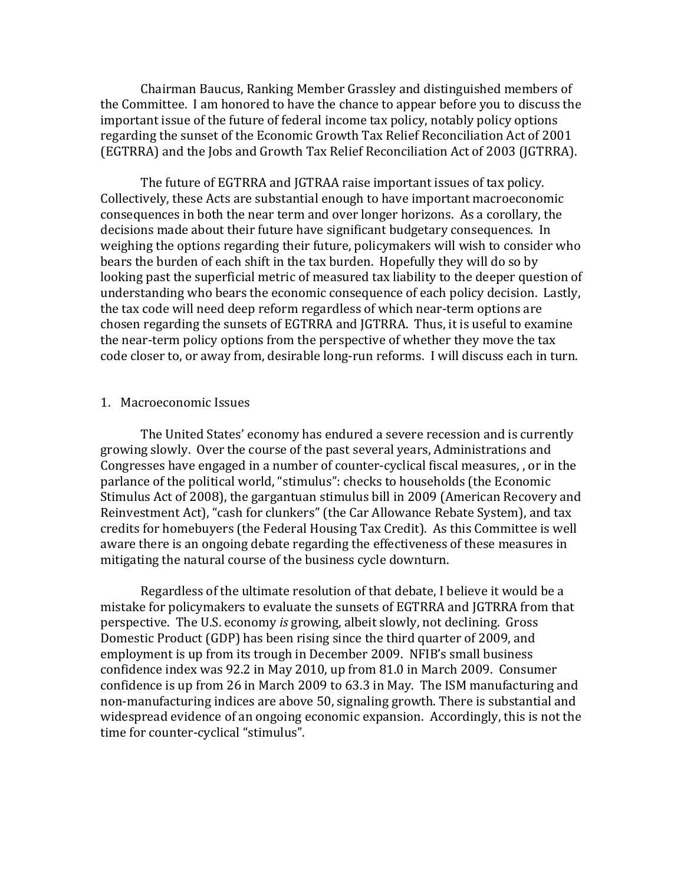Chairman Baucus, Ranking Member Grassley and distinguished members of the Committee. I am honored to have the chance to appear before you to discuss the important issue of the future of federal income tax policy, notably policy options regarding the sunset of the Economic Growth Tax Relief Reconciliation Act of 2001 (EGTRRA) and the Jobs and Growth Tax Relief Reconciliation Act of 2003 (JGTRRA).

The future of EGTRRA and JGTRAA raise important issues of tax policy. Collectively, these Acts are substantial enough to have important macroeconomic consequences in both the near term and over longer horizons. As a corollary, the decisions made about their future have significant budgetary consequences. In weighing the options regarding their future, policymakers will wish to consider who bears the burden of each shift in the tax burden. Hopefully they will do so by looking past the superficial metric of measured tax liability to the deeper question of understanding who bears the economic consequence of each policy decision. Lastly, the tax code will need deep reform regardless of which near-term options are chosen regarding the sunsets of EGTRRA and JGTRRA. Thus, it is useful to examine the near-term policy options from the perspective of whether they move the tax code closer to, or away from, desirable long-run reforms. I will discuss each in turn.

## 1. Macroeconomic Issues

The United States' economy has endured a severe recession and is currently growing slowly. Over the course of the past several years, Administrations and Congresses have engaged in a number of counter-cyclical fiscal measures, , or in the parlance of the political world, "stimulus": checks to households (the Economic Stimulus Act of 2008), the gargantuan stimulus bill in 2009 (American Recovery and Reinvestment Act), "cash for clunkers" (the Car Allowance Rebate System), and tax credits for homebuyers (the Federal Housing Tax Credit). As this Committee is well aware there is an ongoing debate regarding the effectiveness of these measures in mitigating the natural course of the business cycle downturn.

Regardless of the ultimate resolution of that debate, I believe it would be a mistake for policymakers to evaluate the sunsets of EGTRRA and JGTRRA from that perspective. The U.S. economy *is* growing, albeit slowly, not declining. Gross Domestic Product (GDP) has been rising since the third quarter of 2009, and employment is up from its trough in December 2009. NFIB's small business confidence index was 92.2 in May 2010, up from 81.0 in March 2009. Consumer confidence is up from 26 in March 2009 to 63.3 in May. The ISM manufacturing and non-manufacturing indices are above 50, signaling growth. There is substantial and widespread evidence of an ongoing economic expansion. Accordingly, this is not the time for counter-cyclical "stimulus".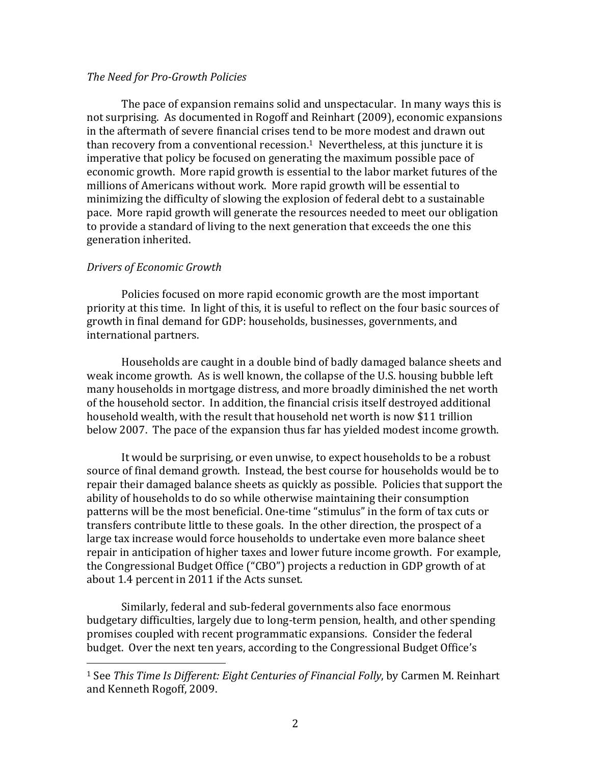*The Need for Pro-Growth Policies*

The pace of expansion remains solid and unspectacular. In many ways this is not surprising. As documented in Rogoff and Reinhart (2009), economic expansions in the aftermath of severe financial crises tend to be more modest and drawn out than recovery from a conventional recession.[1] Nevertheless, at this juncture it is imperative that policy be focused on generating the maximum possible pace of economic growth. More rapid growth is essential to the labor market futures of the millions of Americans without work. More rapid growth will be essential to minimizing the difficulty of slowing the explosion of federal debt to a sustainable pace. More rapid growth will generate the resources needed to meet our obligation to provide a standard of living to the next generation that exceeds the one this generation inherited.

*Drivers of Economic Growth*

Policies focused on more rapid economic growth are the most important priority at this time. In light of this, it is useful to reflect on the four basic sources of growth in final demand for GDP: households, businesses, governments, and international partners.

Households are caught in a double bind of badly damaged balance sheets and weak income growth. As is well known, the collapse of the U.S. housing bubble left many households in mortgage distress, and more broadly diminished the net worth of the household sector. In addition, the financial crisis itself destroyed additional household wealth, with the result that household net worth is now $11 trillion below 2007. The pace of the expansion thus far has yielded modest income growth.

It would be surprising, or even unwise, to expect households to be a robust source of final demand growth. Instead, the best course for households would be to repair their damaged balance sheets as quickly as possible. Policies that support the ability of households to do so while otherwise maintaining their consumption patterns will be the most beneficial. One-time "stimulus" in the form of tax cuts or transfers contribute little to these goals. In the other direction, the prospect of a large tax increase would force households to undertake even more balance sheet repair in anticipation of higher taxes and lower future income growth. For example, the Congressional Budget Office ("CBO") projects a reduction in GDP growth of at about 1.4 percent in 2011 if the Acts sunset.

Similarly, federal and sub-federal governments also face enormous budgetary difficulties, largely due to long-term pension, health, and other spending promises coupled with recent programmatic expansions. Consider the federal budget. Over the next ten years, according to the Congressional Budget Office's

---

[1] See *This Time Is Different: Eight Centuries of Financial Folly*, by Carmen M. Reinhart and Kenneth Rogoff, 2009.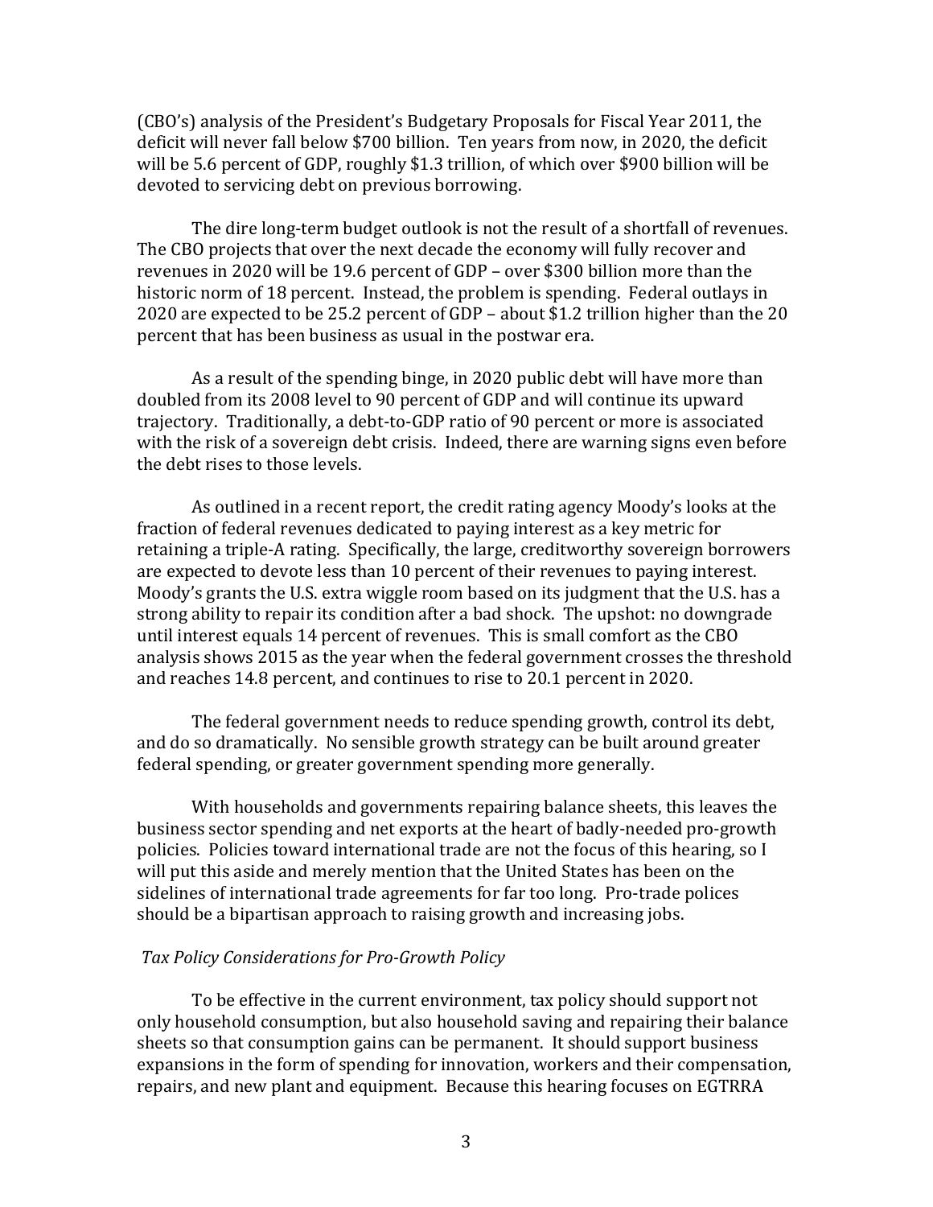(CBO's) analysis of the President's Budgetary Proposals for Fiscal Year 2011, the deficit will never fall below $700 billion. Ten years from now, in 2020, the deficit will be 5.6 percent of GDP, roughly $1.3 trillion, of which over $900 billion will be devoted to servicing debt on previous borrowing.

The dire long-term budget outlook is not the result of a shortfall of revenues. The CBO projects that over the next decade the economy will fully recover and revenues in 2020 will be 19.6 percent of GDP – over $300 billion more than the historic norm of 18 percent. Instead, the problem is spending. Federal outlays in 2020 are expected to be 25.2 percent of GDP – about $1.2 trillion higher than the 20 percent that has been business as usual in the postwar era.

As a result of the spending binge, in 2020 public debt will have more than doubled from its 2008 level to 90 percent of GDP and will continue its upward trajectory. Traditionally, a debt-to-GDP ratio of 90 percent or more is associated with the risk of a sovereign debt crisis. Indeed, there are warning signs even before the debt rises to those levels.

As outlined in a recent report, the credit rating agency Moody's looks at the fraction of federal revenues dedicated to paying interest as a key metric for retaining a triple-A rating. Specifically, the large, creditworthy sovereign borrowers are expected to devote less than 10 percent of their revenues to paying interest. Moody's grants the U.S. extra wiggle room based on its judgment that the U.S. has a strong ability to repair its condition after a bad shock. The upshot: no downgrade until interest equals 14 percent of revenues. This is small comfort as the CBO analysis shows 2015 as the year when the federal government crosses the threshold and reaches 14.8 percent, and continues to rise to 20.1 percent in 2020.

The federal government needs to reduce spending growth, control its debt, and do so dramatically. No sensible growth strategy can be built around greater federal spending, or greater government spending more generally.

With households and governments repairing balance sheets, this leaves the business sector spending and net exports at the heart of badly-needed pro-growth policies. Policies toward international trade are not the focus of this hearing, so I will put this aside and merely mention that the United States has been on the sidelines of international trade agreements for far too long. Pro-trade polices should be a bipartisan approach to raising growth and increasing jobs.

*Tax Policy Considerations for Pro-Growth Policy*

To be effective in the current environment, tax policy should support not only household consumption, but also household saving and repairing their balance sheets so that consumption gains can be permanent. It should support business expansions in the form of spending for innovation, workers and their compensation, repairs, and new plant and equipment. Because this hearing focuses on EGTRRA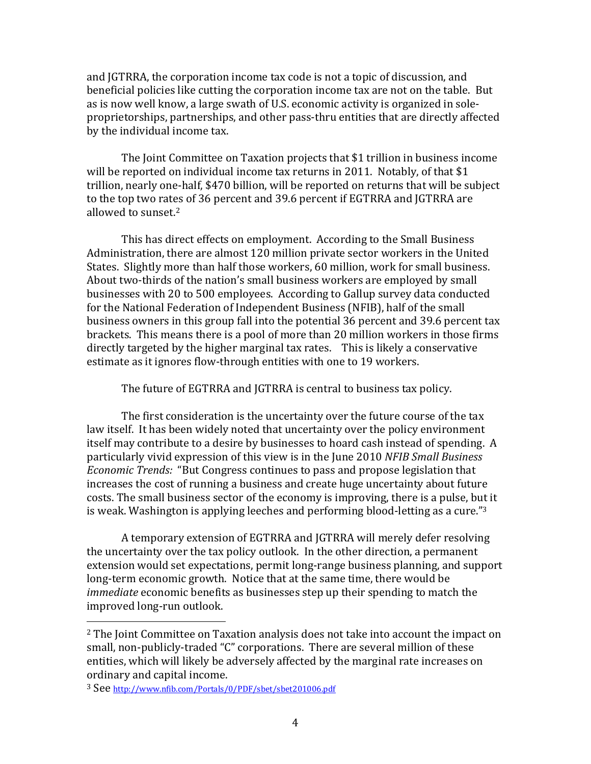and JGTRRA, the corporation income tax code is not a topic of discussion, and beneficial policies like cutting the corporation income tax are not on the table. But as is now well know, a large swath of U.S. economic activity is organized in sole-proprietorships, partnerships, and other pass-thru entities that are directly affected by the individual income tax.

The Joint Committee on Taxation projects that $1 trillion in business income will be reported on individual income tax returns in 2011. Notably, of that $1 trillion, nearly one-half, $470 billion, will be reported on returns that will be subject to the top two rates of 36 percent and 39.6 percent if EGTRRA and JGTRRA are allowed to sunset.[2]

This has direct effects on employment. According to the Small Business Administration, there are almost 120 million private sector workers in the United States. Slightly more than half those workers, 60 million, work for small business. About two-thirds of the nation's small business workers are employed by small businesses with 20 to 500 employees. According to Gallup survey data conducted for the National Federation of Independent Business (NFIB), half of the small business owners in this group fall into the potential 36 percent and 39.6 percent tax brackets. This means there is a pool of more than 20 million workers in those firms directly targeted by the higher marginal tax rates. This is likely a conservative estimate as it ignores flow-through entities with one to 19 workers.

The future of EGTRRA and JGTRRA is central to business tax policy.

The first consideration is the uncertainty over the future course of the tax law itself. It has been widely noted that uncertainty over the policy environment itself may contribute to a desire by businesses to hoard cash instead of spending. A particularly vivid expression of this view is in the June 2010 *NFIB Small Business Economic Trends:* "But Congress continues to pass and propose legislation that increases the cost of running a business and create huge uncertainty about future costs. The small business sector of the economy is improving, there is a pulse, but it is weak. Washington is applying leeches and performing blood-letting as a cure."[3]

A temporary extension of EGTRRA and JGTRRA will merely defer resolving the uncertainty over the tax policy outlook. In the other direction, a permanent extension would set expectations, permit long-range business planning, and support long-term economic growth. Notice that at the same time, there would be *immediate* economic benefits as businesses step up their spending to match the improved long-run outlook.

---

[2] The Joint Committee on Taxation analysis does not take into account the impact on small, non-publicly-traded "C" corporations. There are several million of these entities, which will likely be adversely affected by the marginal rate increases on ordinary and capital income.

[3] See http://www.nfib.com/Portals/0/PDF/sbet/sbet201006.pdf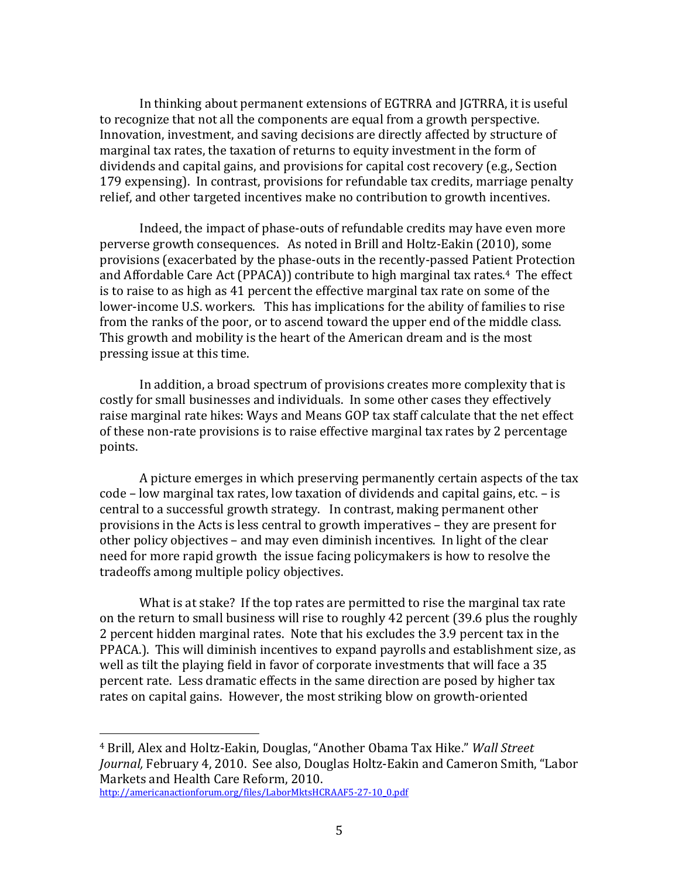In thinking about permanent extensions of EGTRRA and JGTRRA, it is useful to recognize that not all the components are equal from a growth perspective. Innovation, investment, and saving decisions are directly affected by structure of marginal tax rates, the taxation of returns to equity investment in the form of dividends and capital gains, and provisions for capital cost recovery (e.g., Section 179 expensing). In contrast, provisions for refundable tax credits, marriage penalty relief, and other targeted incentives make no contribution to growth incentives.

Indeed, the impact of phase-outs of refundable credits may have even more perverse growth consequences. As noted in Brill and Holtz-Eakin (2010), some provisions (exacerbated by the phase-outs in the recently-passed Patient Protection and Affordable Care Act (PPACA)) contribute to high marginal tax rates.[4] The effect is to raise to as high as 41 percent the effective marginal tax rate on some of the lower-income U.S. workers. This has implications for the ability of families to rise from the ranks of the poor, or to ascend toward the upper end of the middle class. This growth and mobility is the heart of the American dream and is the most pressing issue at this time.

In addition, a broad spectrum of provisions creates more complexity that is costly for small businesses and individuals. In some other cases they effectively raise marginal rate hikes: Ways and Means GOP tax staff calculate that the net effect of these non-rate provisions is to raise effective marginal tax rates by 2 percentage points.

A picture emerges in which preserving permanently certain aspects of the tax code – low marginal tax rates, low taxation of dividends and capital gains, etc. – is central to a successful growth strategy. In contrast, making permanent other provisions in the Acts is less central to growth imperatives – they are present for other policy objectives – and may even diminish incentives. In light of the clear need for more rapid growth the issue facing policymakers is how to resolve the tradeoffs among multiple policy objectives.

What is at stake? If the top rates are permitted to rise the marginal tax rate on the return to small business will rise to roughly 42 percent (39.6 plus the roughly 2 percent hidden marginal rates. Note that his excludes the 3.9 percent tax in the PPACA.). This will diminish incentives to expand payrolls and establishment size, as well as tilt the playing field in favor of corporate investments that will face a 35 percent rate. Less dramatic effects in the same direction are posed by higher tax rates on capital gains. However, the most striking blow on growth-oriented

---

[4] Brill, Alex and Holtz-Eakin, Douglas, "Another Obama Tax Hike." *Wall Street Journal,* February 4, 2010. See also, Douglas Holtz-Eakin and Cameron Smith, "Labor Markets and Health Care Reform, 2010. http://americanactionforum.org/files/LaborMktsHCRAAF5-27-10_0.pdf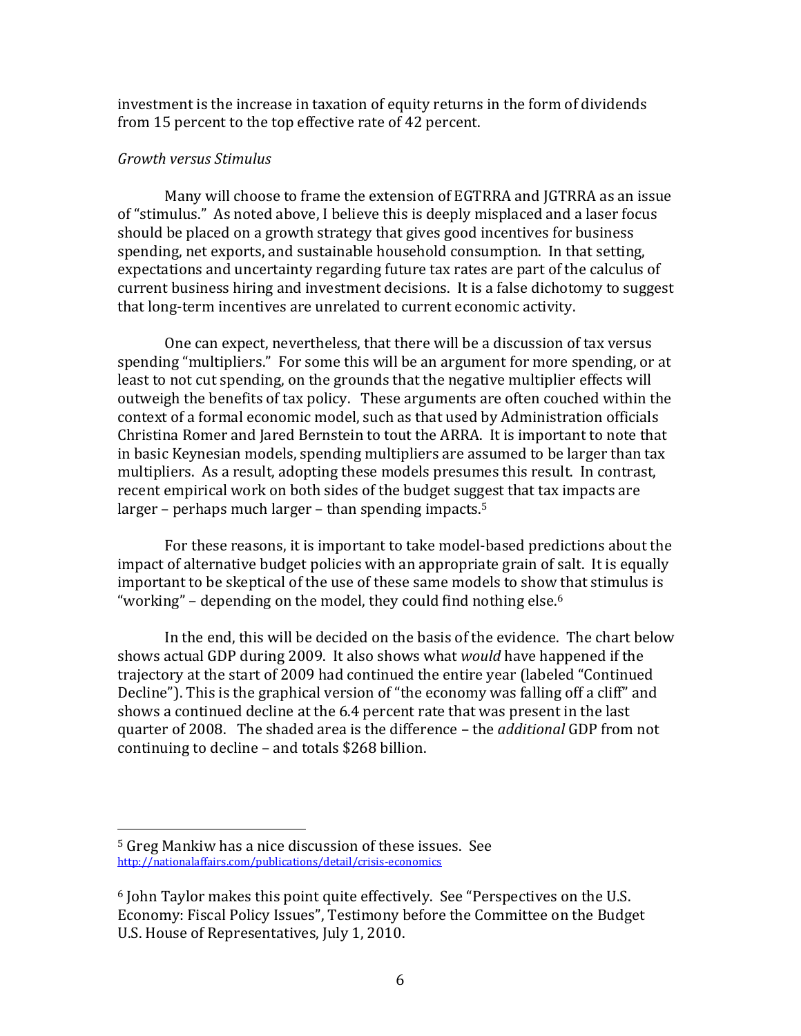investment is the increase in taxation of equity returns in the form of dividends from 15 percent to the top effective rate of 42 percent.

*Growth versus Stimulus*

Many will choose to frame the extension of EGTRRA and JGTRRA as an issue of "stimulus." As noted above, I believe this is deeply misplaced and a laser focus should be placed on a growth strategy that gives good incentives for business spending, net exports, and sustainable household consumption. In that setting, expectations and uncertainty regarding future tax rates are part of the calculus of current business hiring and investment decisions. It is a false dichotomy to suggest that long-term incentives are unrelated to current economic activity.

One can expect, nevertheless, that there will be a discussion of tax versus spending "multipliers." For some this will be an argument for more spending, or at least to not cut spending, on the grounds that the negative multiplier effects will outweigh the benefits of tax policy. These arguments are often couched within the context of a formal economic model, such as that used by Administration officials Christina Romer and Jared Bernstein to tout the ARRA. It is important to note that in basic Keynesian models, spending multipliers are assumed to be larger than tax multipliers. As a result, adopting these models presumes this result. In contrast, recent empirical work on both sides of the budget suggest that tax impacts are larger – perhaps much larger – than spending impacts.[5]

For these reasons, it is important to take model-based predictions about the impact of alternative budget policies with an appropriate grain of salt. It is equally important to be skeptical of the use of these same models to show that stimulus is "working" – depending on the model, they could find nothing else.[6]

In the end, this will be decided on the basis of the evidence. The chart below shows actual GDP during 2009. It also shows what *would* have happened if the trajectory at the start of 2009 had continued the entire year (labeled "Continued Decline"). This is the graphical version of "the economy was falling off a cliff" and shows a continued decline at the 6.4 percent rate that was present in the last quarter of 2008. The shaded area is the difference – the *additional* GDP from not continuing to decline – and totals $268 billion.

---

[5] Greg Mankiw has a nice discussion of these issues. See http://nationalaffairs.com/publications/detail/crisis-economics

[6] John Taylor makes this point quite effectively. See "Perspectives on the U.S. Economy: Fiscal Policy Issues", Testimony before the Committee on the Budget U.S. House of Representatives, July 1, 2010.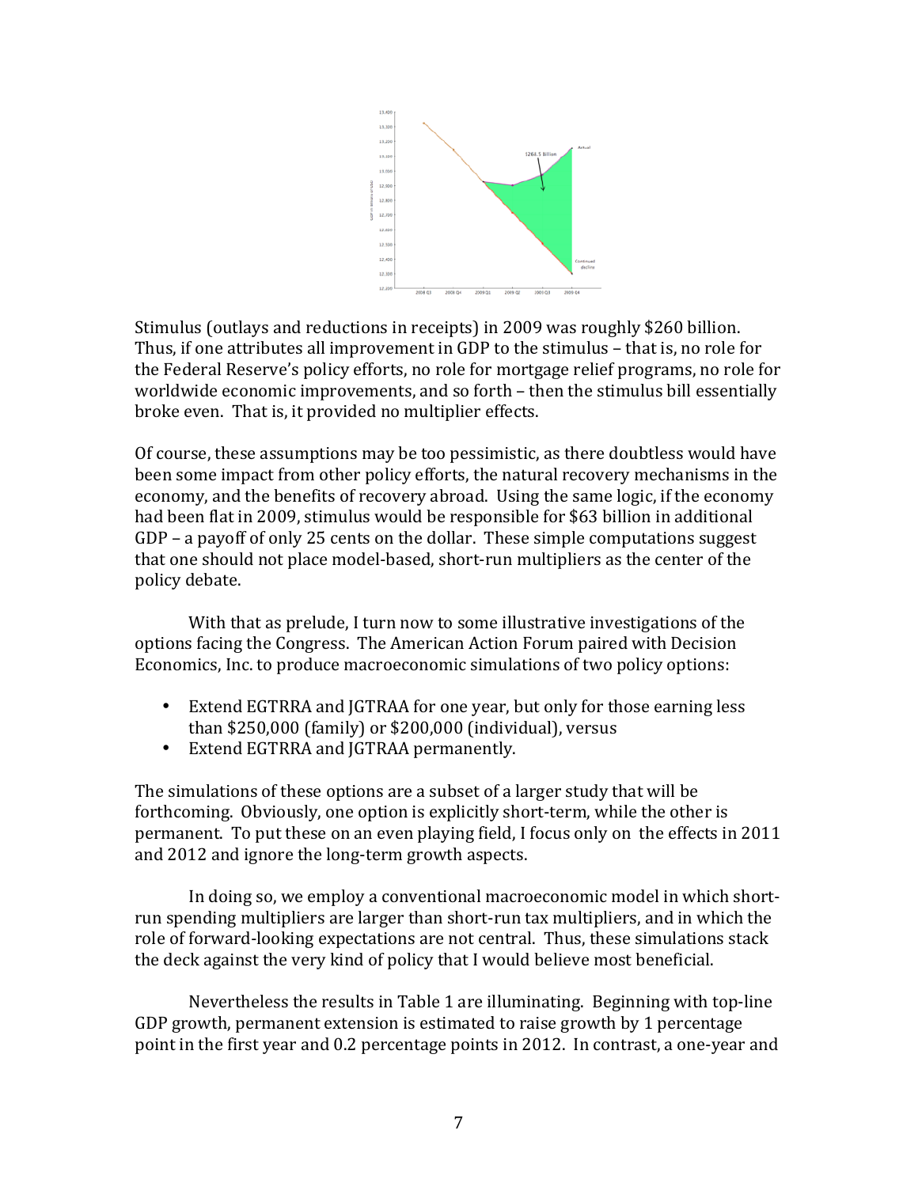Stimulus (outlays and reductions in receipts) in 2009 was roughly $260 billion. Thus, if one attributes all improvement in GDP to the stimulus – that is, no role for the Federal Reserve's policy efforts, no role for mortgage relief programs, no role for worldwide economic improvements, and so forth – then the stimulus bill essentially broke even. That is, it provided no multiplier effects.

Of course, these assumptions may be too pessimistic, as there doubtless would have been some impact from other policy efforts, the natural recovery mechanisms in the economy, and the benefits of recovery abroad. Using the same logic, if the economy had been flat in 2009, stimulus would be responsible for $63 billion in additional GDP – a payoff of only 25 cents on the dollar. These simple computations suggest that one should not place model-based, short-run multipliers as the center of the policy debate.

With that as prelude, I turn now to some illustrative investigations of the options facing the Congress. The American Action Forum paired with Decision Economics, Inc. to produce macroeconomic simulations of two policy options:

- Extend EGTRRA and JGTRAA for one year, but only for those earning less than $250,000 (family) or $200,000 (individual), versus
- Extend EGTRRA and JGTRAA permanently.

The simulations of these options are a subset of a larger study that will be forthcoming. Obviously, one option is explicitly short-term, while the other is permanent. To put these on an even playing field, I focus only on the effects in 2011 and 2012 and ignore the long-term growth aspects.

In doing so, we employ a conventional macroeconomic model in which short-run spending multipliers are larger than short-run tax multipliers, and in which the role of forward-looking expectations are not central. Thus, these simulations stack the deck against the very kind of policy that I would believe most beneficial.

Nevertheless the results in Table 1 are illuminating. Beginning with top-line GDP growth, permanent extension is estimated to raise growth by 1 percentage point in the first year and 0.2 percentage points in 2012. In contrast, a one-year and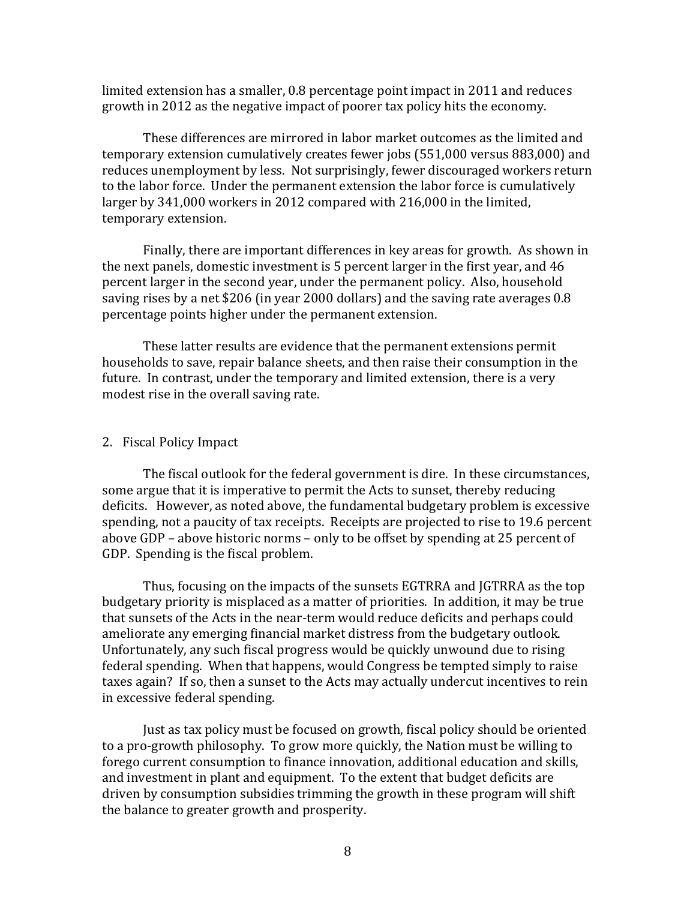limited extension has a smaller, 0.8 percentage point impact in 2011 and reduces growth in 2012 as the negative impact of poorer tax policy hits the economy.

These differences are mirrored in labor market outcomes as the limited and temporary extension cumulatively creates fewer jobs (551,000 versus 883,000) and reduces unemployment by less. Not surprisingly, fewer discouraged workers return to the labor force. Under the permanent extension the labor force is cumulatively larger by 341,000 workers in 2012 compared with 216,000 in the limited, temporary extension.

Finally, there are important differences in key areas for growth. As shown in the next panels, domestic investment is 5 percent larger in the first year, and 46 percent larger in the second year, under the permanent policy. Also, household saving rises by a net $206 (in year 2000 dollars) and the saving rate averages 0.8 percentage points higher under the permanent extension.

These latter results are evidence that the permanent extensions permit households to save, repair balance sheets, and then raise their consumption in the future. In contrast, under the temporary and limited extension, there is a very modest rise in the overall saving rate.

## 2. Fiscal Policy Impact

The fiscal outlook for the federal government is dire. In these circumstances, some argue that it is imperative to permit the Acts to sunset, thereby reducing deficits. However, as noted above, the fundamental budgetary problem is excessive spending, not a paucity of tax receipts. Receipts are projected to rise to 19.6 percent above GDP – above historic norms – only to be offset by spending at 25 percent of GDP. Spending is the fiscal problem.

Thus, focusing on the impacts of the sunsets EGTRRA and JGTRRA as the top budgetary priority is misplaced as a matter of priorities. In addition, it may be true that sunsets of the Acts in the near-term would reduce deficits and perhaps could ameliorate any emerging financial market distress from the budgetary outlook. Unfortunately, any such fiscal progress would be quickly unwound due to rising federal spending. When that happens, would Congress be tempted simply to raise taxes again? If so, then a sunset to the Acts may actually undercut incentives to rein in excessive federal spending.

Just as tax policy must be focused on growth, fiscal policy should be oriented to a pro-growth philosophy. To grow more quickly, the Nation must be willing to forego current consumption to finance innovation, additional education and skills, and investment in plant and equipment. To the extent that budget deficits are driven by consumption subsidies trimming the growth in these program will shift the balance to greater growth and prosperity.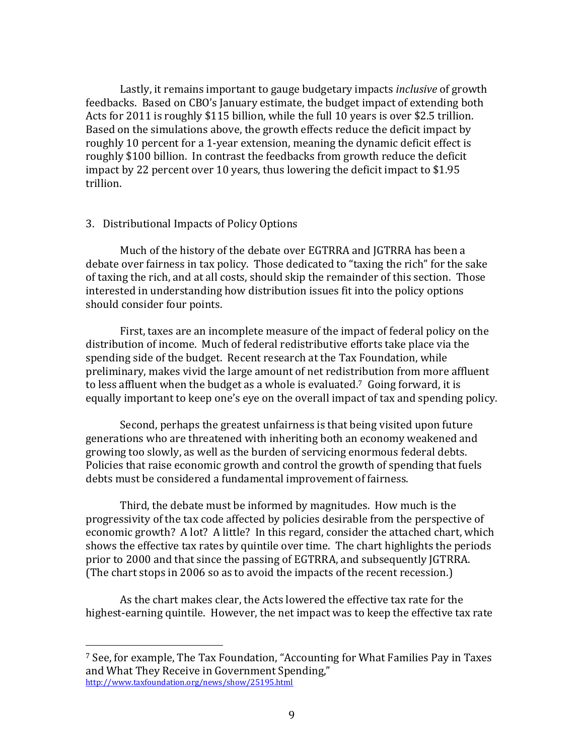Lastly, it remains important to gauge budgetary impacts *inclusive* of growth feedbacks. Based on CBO's January estimate, the budget impact of extending both Acts for 2011 is roughly $115 billion, while the full 10 years is over $2.5 trillion. Based on the simulations above, the growth effects reduce the deficit impact by roughly 10 percent for a 1-year extension, meaning the dynamic deficit effect is roughly $100 billion. In contrast the feedbacks from growth reduce the deficit impact by 22 percent over 10 years, thus lowering the deficit impact to $1.95 trillion.

## 3. Distributional Impacts of Policy Options

Much of the history of the debate over EGTRRA and JGTRRA has been a debate over fairness in tax policy. Those dedicated to "taxing the rich" for the sake of taxing the rich, and at all costs, should skip the remainder of this section. Those interested in understanding how distribution issues fit into the policy options should consider four points.

First, taxes are an incomplete measure of the impact of federal policy on the distribution of income. Much of federal redistributive efforts take place via the spending side of the budget. Recent research at the Tax Foundation, while preliminary, makes vivid the large amount of net redistribution from more affluent to less affluent when the budget as a whole is evaluated.[7] Going forward, it is equally important to keep one's eye on the overall impact of tax and spending policy.

Second, perhaps the greatest unfairness is that being visited upon future generations who are threatened with inheriting both an economy weakened and growing too slowly, as well as the burden of servicing enormous federal debts. Policies that raise economic growth and control the growth of spending that fuels debts must be considered a fundamental improvement of fairness.

Third, the debate must be informed by magnitudes. How much is the progressivity of the tax code affected by policies desirable from the perspective of economic growth? A lot? A little? In this regard, consider the attached chart, which shows the effective tax rates by quintile over time. The chart highlights the periods prior to 2000 and that since the passing of EGTRRA, and subsequently JGTRRA. (The chart stops in 2006 so as to avoid the impacts of the recent recession.)

As the chart makes clear, the Acts lowered the effective tax rate for the highest-earning quintile. However, the net impact was to keep the effective tax rate

---

[7] See, for example, The Tax Foundation, "Accounting for What Families Pay in Taxes and What They Receive in Government Spending," http://www.taxfoundation.org/news/show/25195.html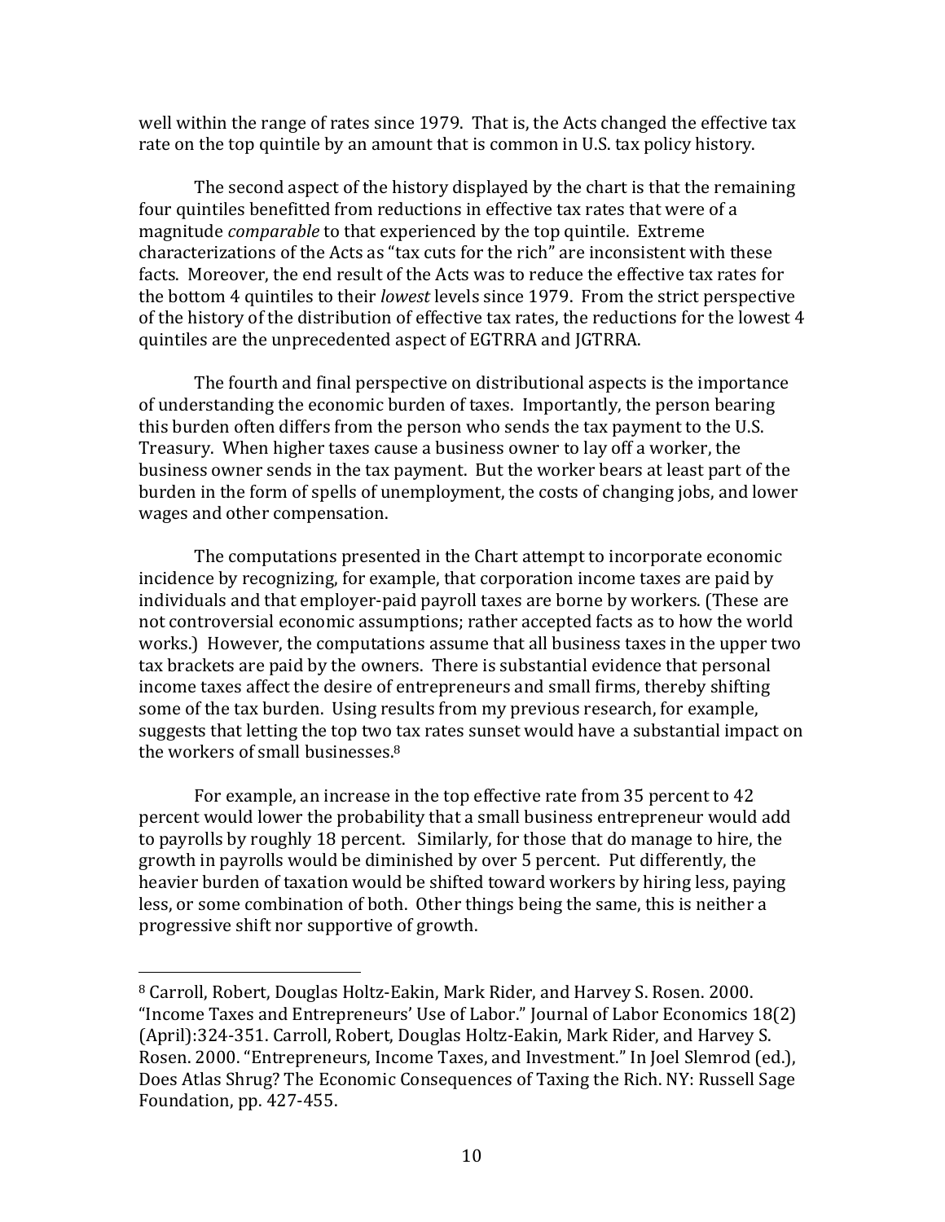well within the range of rates since 1979. That is, the Acts changed the effective tax rate on the top quintile by an amount that is common in U.S. tax policy history.

The second aspect of the history displayed by the chart is that the remaining four quintiles benefitted from reductions in effective tax rates that were of a magnitude *comparable* to that experienced by the top quintile. Extreme characterizations of the Acts as "tax cuts for the rich" are inconsistent with these facts. Moreover, the end result of the Acts was to reduce the effective tax rates for the bottom 4 quintiles to their *lowest* levels since 1979. From the strict perspective of the history of the distribution of effective tax rates, the reductions for the lowest 4 quintiles are the unprecedented aspect of EGTRRA and JGTRRA.

The fourth and final perspective on distributional aspects is the importance of understanding the economic burden of taxes. Importantly, the person bearing this burden often differs from the person who sends the tax payment to the U.S. Treasury. When higher taxes cause a business owner to lay off a worker, the business owner sends in the tax payment. But the worker bears at least part of the burden in the form of spells of unemployment, the costs of changing jobs, and lower wages and other compensation.

The computations presented in the Chart attempt to incorporate economic incidence by recognizing, for example, that corporation income taxes are paid by individuals and that employer-paid payroll taxes are borne by workers. (These are not controversial economic assumptions; rather accepted facts as to how the world works.) However, the computations assume that all business taxes in the upper two tax brackets are paid by the owners. There is substantial evidence that personal income taxes affect the desire of entrepreneurs and small firms, thereby shifting some of the tax burden. Using results from my previous research, for example, suggests that letting the top two tax rates sunset would have a substantial impact on the workers of small businesses.[8]

For example, an increase in the top effective rate from 35 percent to 42 percent would lower the probability that a small business entrepreneur would add to payrolls by roughly 18 percent. Similarly, for those that do manage to hire, the growth in payrolls would be diminished by over 5 percent. Put differently, the heavier burden of taxation would be shifted toward workers by hiring less, paying less, or some combination of both. Other things being the same, this is neither a progressive shift nor supportive of growth.

---

[8] Carroll, Robert, Douglas Holtz-Eakin, Mark Rider, and Harvey S. Rosen. 2000. "Income Taxes and Entrepreneurs' Use of Labor." Journal of Labor Economics 18(2) (April):324-351. Carroll, Robert, Douglas Holtz-Eakin, Mark Rider, and Harvey S. Rosen. 2000. "Entrepreneurs, Income Taxes, and Investment." In Joel Slemrod (ed.), Does Atlas Shrug? The Economic Consequences of Taxing the Rich. NY: Russell Sage Foundation, pp. 427-455.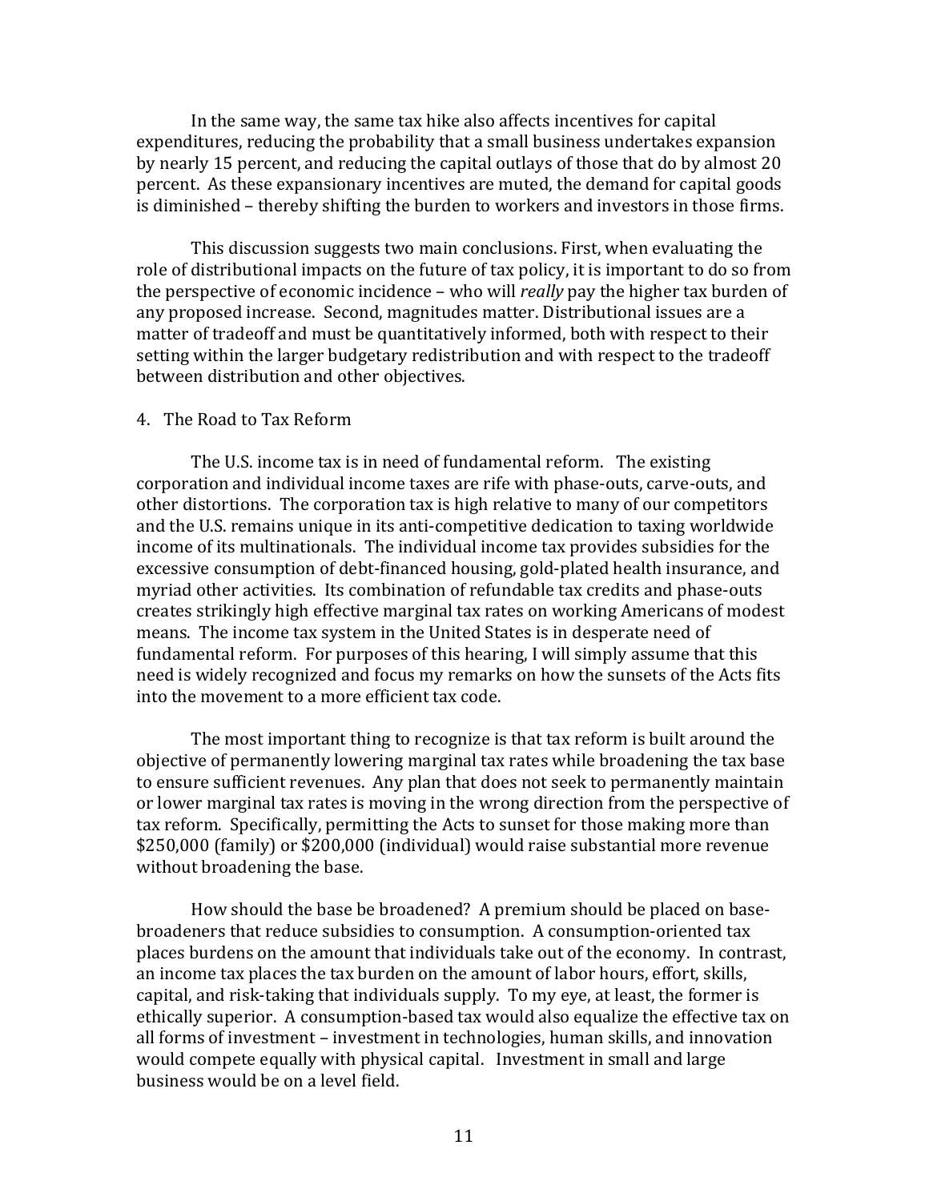In the same way, the same tax hike also affects incentives for capital expenditures, reducing the probability that a small business undertakes expansion by nearly 15 percent, and reducing the capital outlays of those that do by almost 20 percent. As these expansionary incentives are muted, the demand for capital goods is diminished – thereby shifting the burden to workers and investors in those firms.

This discussion suggests two main conclusions. First, when evaluating the role of distributional impacts on the future of tax policy, it is important to do so from the perspective of economic incidence – who will *really* pay the higher tax burden of any proposed increase. Second, magnitudes matter. Distributional issues are a matter of tradeoff and must be quantitatively informed, both with respect to their setting within the larger budgetary redistribution and with respect to the tradeoff between distribution and other objectives.

## 4. The Road to Tax Reform

The U.S. income tax is in need of fundamental reform. The existing corporation and individual income taxes are rife with phase-outs, carve-outs, and other distortions. The corporation tax is high relative to many of our competitors and the U.S. remains unique in its anti-competitive dedication to taxing worldwide income of its multinationals. The individual income tax provides subsidies for the excessive consumption of debt-financed housing, gold-plated health insurance, and myriad other activities. Its combination of refundable tax credits and phase-outs creates strikingly high effective marginal tax rates on working Americans of modest means. The income tax system in the United States is in desperate need of fundamental reform. For purposes of this hearing, I will simply assume that this need is widely recognized and focus my remarks on how the sunsets of the Acts fits into the movement to a more efficient tax code.

The most important thing to recognize is that tax reform is built around the objective of permanently lowering marginal tax rates while broadening the tax base to ensure sufficient revenues. Any plan that does not seek to permanently maintain or lower marginal tax rates is moving in the wrong direction from the perspective of tax reform. Specifically, permitting the Acts to sunset for those making more than $250,000 (family) or $200,000 (individual) would raise substantial more revenue without broadening the base.

How should the base be broadened? A premium should be placed on base-broadeners that reduce subsidies to consumption. A consumption-oriented tax places burdens on the amount that individuals take out of the economy. In contrast, an income tax places the tax burden on the amount of labor hours, effort, skills, capital, and risk-taking that individuals supply. To my eye, at least, the former is ethically superior. A consumption-based tax would also equalize the effective tax on all forms of investment – investment in technologies, human skills, and innovation would compete equally with physical capital. Investment in small and large business would be on a level field.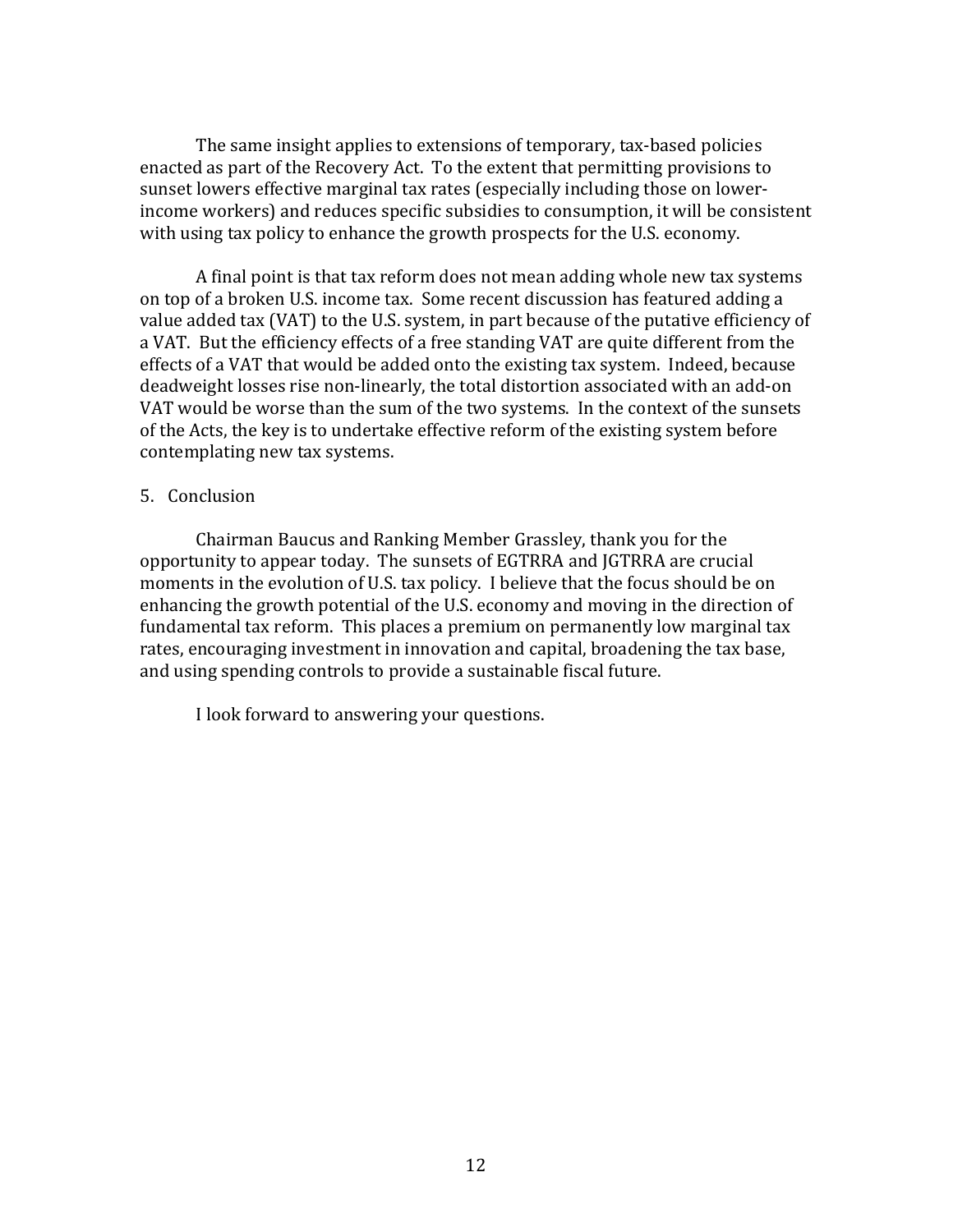The same insight applies to extensions of temporary, tax-based policies enacted as part of the Recovery Act. To the extent that permitting provisions to sunset lowers effective marginal tax rates (especially including those on lower-income workers) and reduces specific subsidies to consumption, it will be consistent with using tax policy to enhance the growth prospects for the U.S. economy.

A final point is that tax reform does not mean adding whole new tax systems on top of a broken U.S. income tax. Some recent discussion has featured adding a value added tax (VAT) to the U.S. system, in part because of the putative efficiency of a VAT. But the efficiency effects of a free standing VAT are quite different from the effects of a VAT that would be added onto the existing tax system. Indeed, because deadweight losses rise non-linearly, the total distortion associated with an add-on VAT would be worse than the sum of the two systems. In the context of the sunsets of the Acts, the key is to undertake effective reform of the existing system before contemplating new tax systems.

## 5. Conclusion

Chairman Baucus and Ranking Member Grassley, thank you for the opportunity to appear today. The sunsets of EGTRRA and JGTRRA are crucial moments in the evolution of U.S. tax policy. I believe that the focus should be on enhancing the growth potential of the U.S. economy and moving in the direction of fundamental tax reform. This places a premium on permanently low marginal tax rates, encouraging investment in innovation and capital, broadening the tax base, and using spending controls to provide a sustainable fiscal future.

I look forward to answering your questions.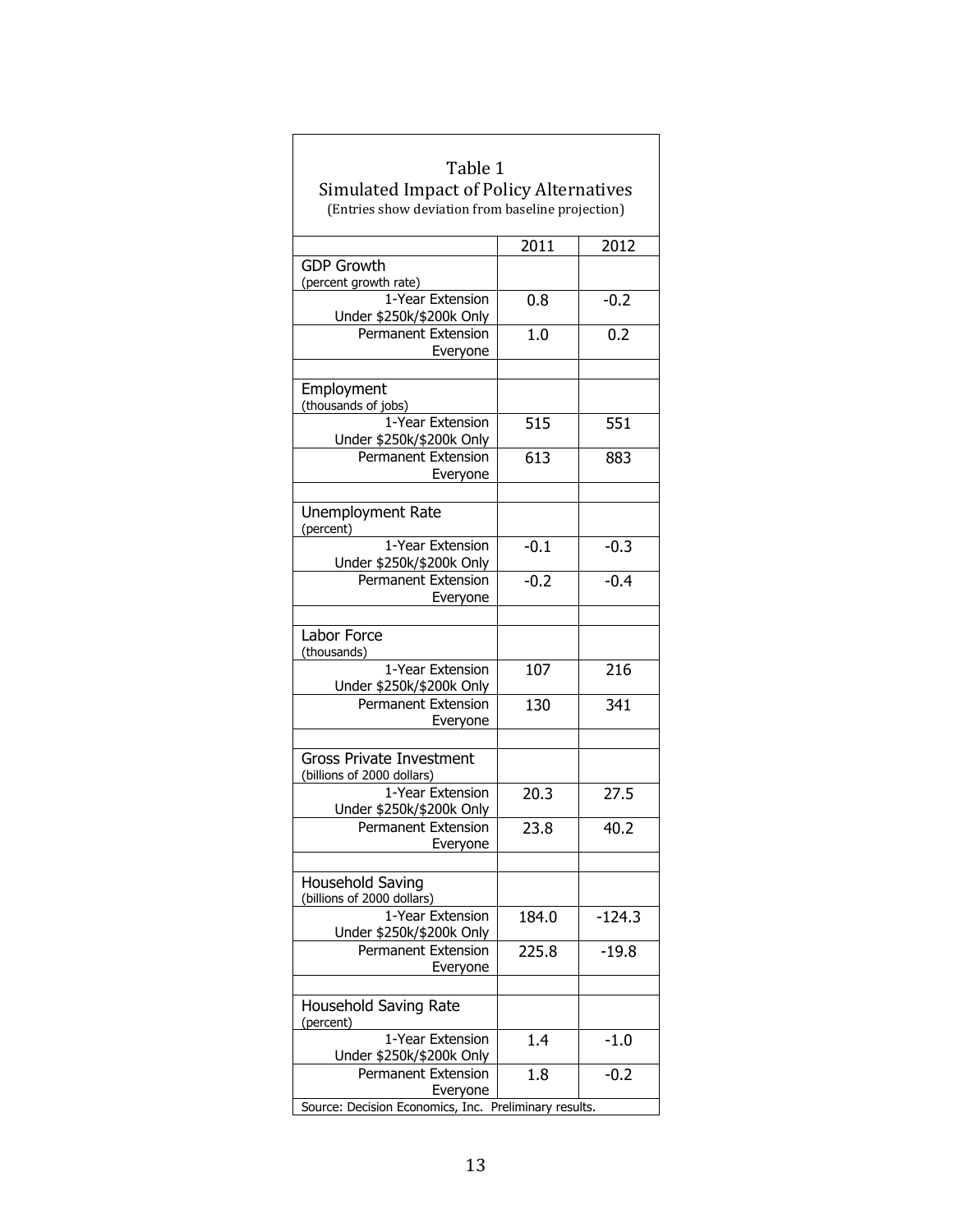Table 1
Simulated Impact of Policy Alternatives
(Entries show deviation from baseline projection)

| | 2011 | 2012 |
|---|---|---|
| **GDP Growth** (percent growth rate) | | |
| 1-Year Extension Under $250k/$200k Only | 0.8 | -0.2 |
| Permanent Extension Everyone | 1.0 | 0.2 |
| | | |
| **Employment** (thousands of jobs) | | |
| 1-Year Extension Under $250k/$200k Only | 515 | 551 |
| Permanent Extension Everyone | 613 | 883 |
| | | |
| **Unemployment Rate** (percent) | | |
| 1-Year Extension Under $250k/$200k Only | -0.1 | -0.3 |
| Permanent Extension Everyone | -0.2 | -0.4 |
| | | |
| **Labor Force** (thousands) | | |
| 1-Year Extension Under $250k/$200k Only | 107 | 216 |
| Permanent Extension Everyone | 130 | 341 |
| | | |
| **Gross Private Investment** (billions of 2000 dollars) | | |
| 1-Year Extension Under $250k/$200k Only | 20.3 | 27.5 |
| Permanent Extension Everyone | 23.8 | 40.2 |
| | | |
| **Household Saving** (billions of 2000 dollars) | | |
| 1-Year Extension Under $250k/$200k Only | 184.0 | -124.3 |
| Permanent Extension Everyone | 225.8 | -19.8 |
| | | |
| **Household Saving Rate** (percent) | | |
| 1-Year Extension Under $250k/$200k Only | 1.4 | -1.0 |
| Permanent Extension Everyone | 1.8 | -0.2 |

Source: Decision Economics, Inc. Preliminary results.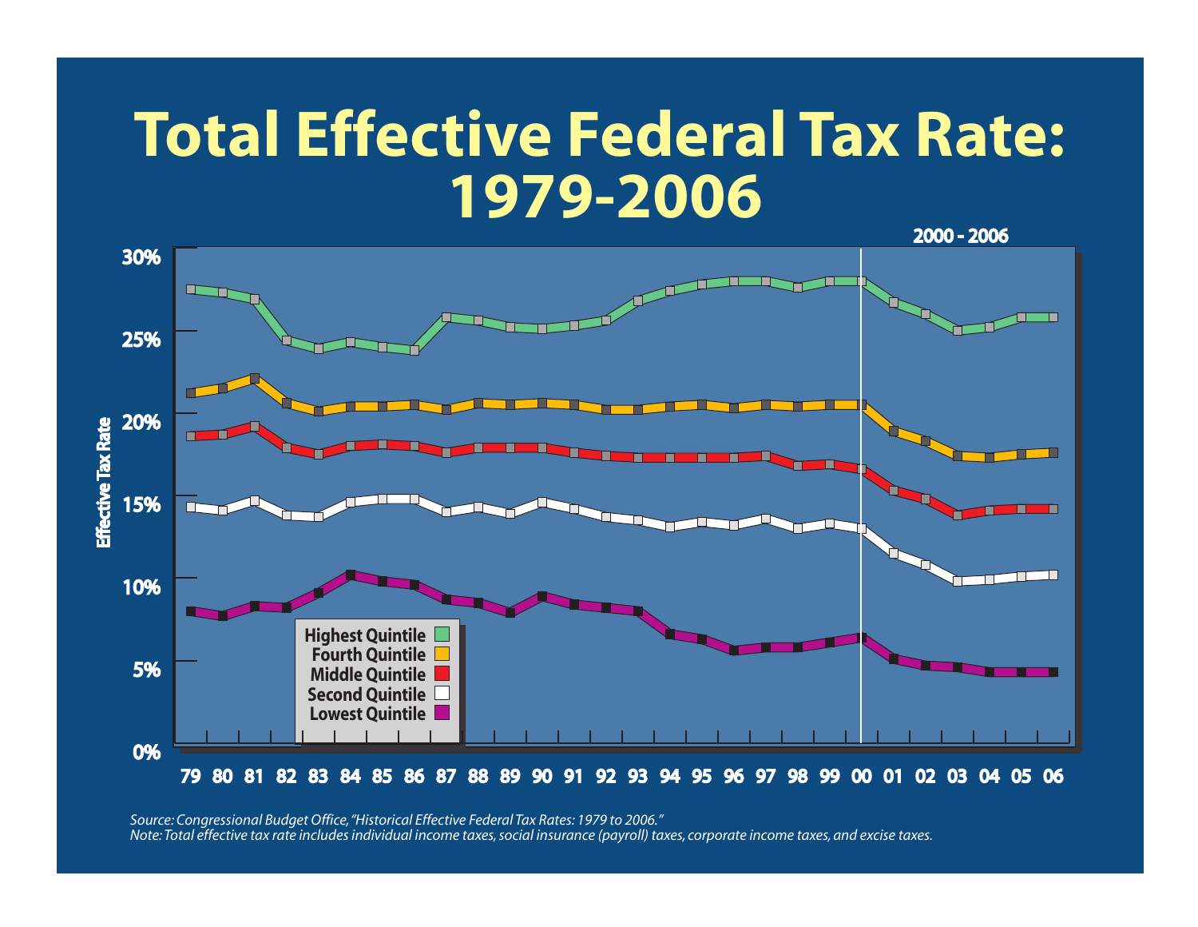# Total Effective Federal Tax Rate: 1979-2006

2000 - 2006

30%
25%
20%
15%
10%
5%
0%

Effective Tax Rate

Highest Quintile
Fourth Quintile
Middle Quintile
Second Quintile
Lowest Quintile

79 80 81 82 83 84 85 86 87 88 89 90 91 92 93 94 95 96 97 98 99 00 01 02 03 04 05 06

*Source: Congressional Budget Office, "Historical Effective Federal Tax Rates: 1979 to 2006."*
*Note: Total effective tax rate includes individual income taxes, social insurance (payroll) taxes, corporate income taxes, and excise taxes.*